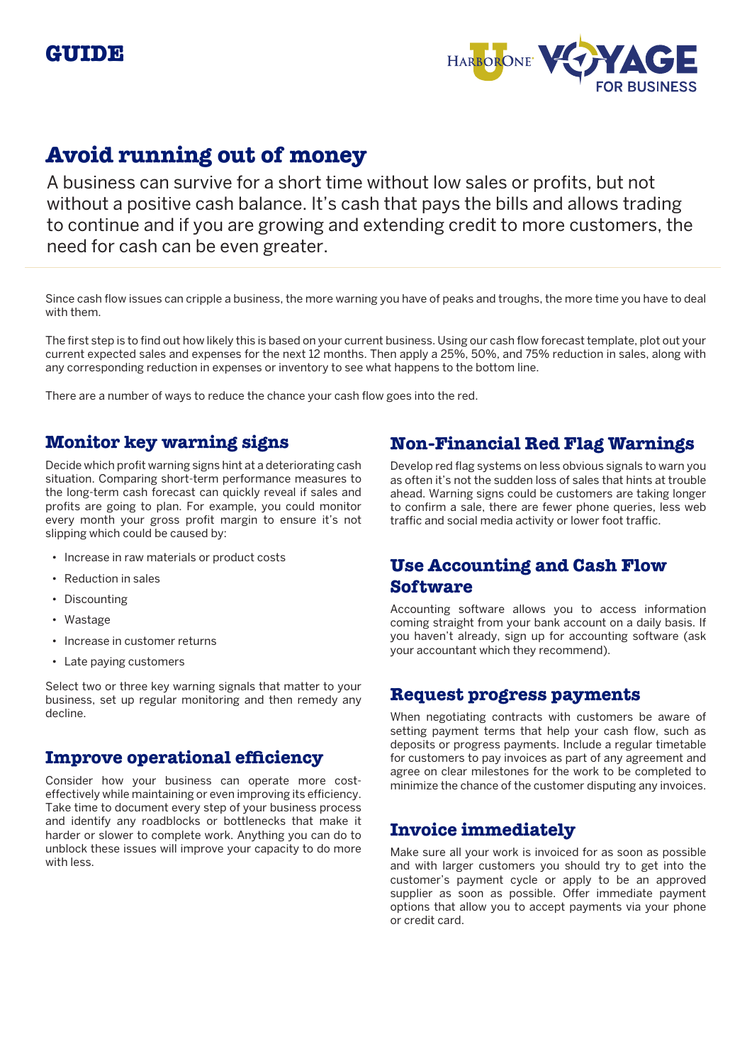GUIDE

HarborOne U VOYAGE FOR BUSINESS

# Avoid running out of money

A business can survive for a short time without low sales or profits, but not without a positive cash balance. It's cash that pays the bills and allows trading to continue and if you are growing and extending credit to more customers, the need for cash can be even greater.

Since cash flow issues can cripple a business, the more warning you have of peaks and troughs, the more time you have to deal with them.

The first step is to find out how likely this is based on your current business. Using our cash flow forecast template, plot out your current expected sales and expenses for the next 12 months. Then apply a 25%, 50%, and 75% reduction in sales, along with any corresponding reduction in expenses or inventory to see what happens to the bottom line.

There are a number of ways to reduce the chance your cash flow goes into the red.

## Monitor key warning signs

Decide which profit warning signs hint at a deteriorating cash situation. Comparing short-term performance measures to the long-term cash forecast can quickly reveal if sales and profits are going to plan. For example, you could monitor every month your gross profit margin to ensure it's not slipping which could be caused by:

- Increase in raw materials or product costs
- Reduction in sales
- Discounting
- Wastage
- Increase in customer returns
- Late paying customers

Select two or three key warning signals that matter to your business, set up regular monitoring and then remedy any decline.

## Improve operational efficiency

Consider how your business can operate more cost-effectively while maintaining or even improving its efficiency. Take time to document every step of your business process and identify any roadblocks or bottlenecks that make it harder or slower to complete work. Anything you can do to unblock these issues will improve your capacity to do more with less.

## Non-Financial Red Flag Warnings

Develop red flag systems on less obvious signals to warn you as often it's not the sudden loss of sales that hints at trouble ahead. Warning signs could be customers are taking longer to confirm a sale, there are fewer phone queries, less web traffic and social media activity or lower foot traffic.

## Use Accounting and Cash Flow Software

Accounting software allows you to access information coming straight from your bank account on a daily basis. If you haven't already, sign up for accounting software (ask your accountant which they recommend).

## Request progress payments

When negotiating contracts with customers be aware of setting payment terms that help your cash flow, such as deposits or progress payments. Include a regular timetable for customers to pay invoices as part of any agreement and agree on clear milestones for the work to be completed to minimize the chance of the customer disputing any invoices.

## Invoice immediately

Make sure all your work is invoiced for as soon as possible and with larger customers you should try to get into the customer's payment cycle or apply to be an approved supplier as soon as possible. Offer immediate payment options that allow you to accept payments via your phone or credit card.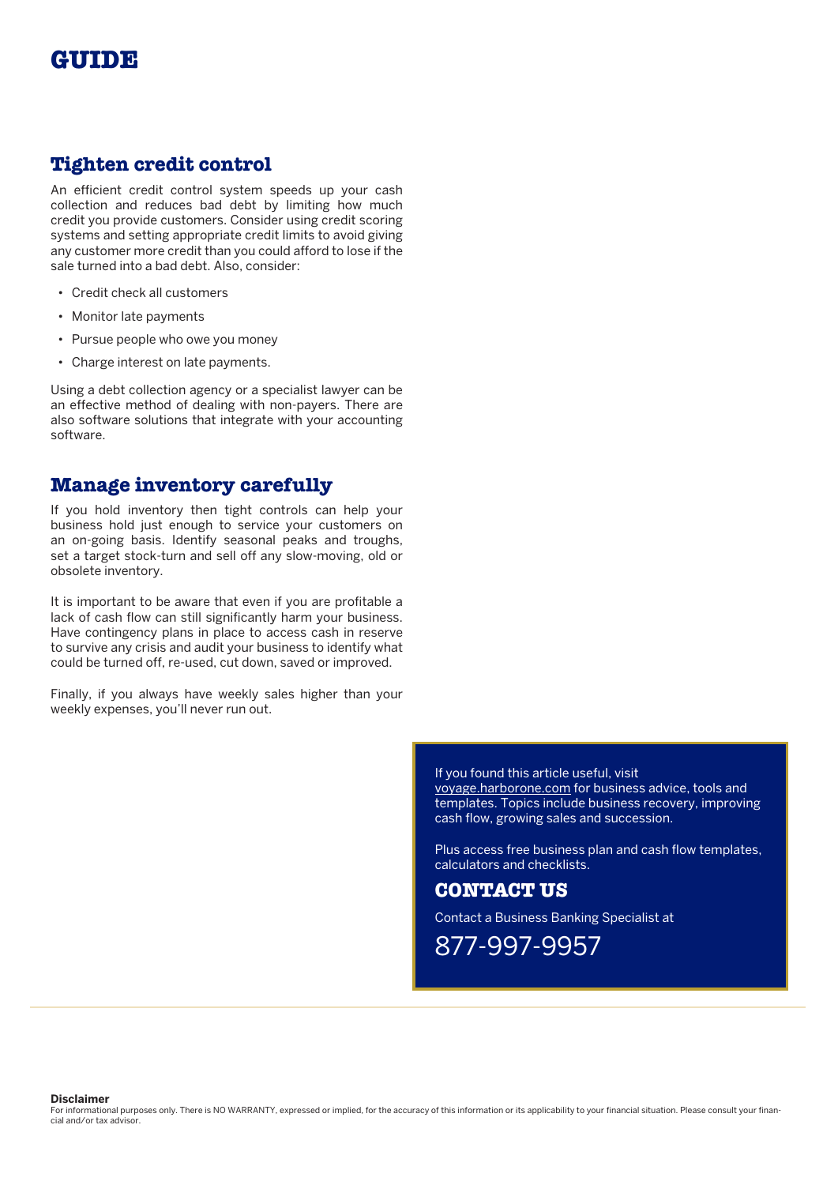# GUIDE

## Tighten credit control

An efficient credit control system speeds up your cash collection and reduces bad debt by limiting how much credit you provide customers. Consider using credit scoring systems and setting appropriate credit limits to avoid giving any customer more credit than you could afford to lose if the sale turned into a bad debt. Also, consider:

- Credit check all customers
- Monitor late payments
- Pursue people who owe you money
- Charge interest on late payments.

Using a debt collection agency or a specialist lawyer can be an effective method of dealing with non-payers. There are also software solutions that integrate with your accounting software.

## Manage inventory carefully

If you hold inventory then tight controls can help your business hold just enough to service your customers on an on-going basis. Identify seasonal peaks and troughs, set a target stock-turn and sell off any slow-moving, old or obsolete inventory.

It is important to be aware that even if you are profitable a lack of cash flow can still significantly harm your business. Have contingency plans in place to access cash in reserve to survive any crisis and audit your business to identify what could be turned off, re-used, cut down, saved or improved.

Finally, if you always have weekly sales higher than your weekly expenses, you'll never run out.

If you found this article useful, visit voyage.harborone.com for business advice, tools and templates. Topics include business recovery, improving cash flow, growing sales and succession.

Plus access free business plan and cash flow templates, calculators and checklists.

## CONTACT US

Contact a Business Banking Specialist at

877-997-9957

**Disclaimer**
For informational purposes only. There is NO WARRANTY, expressed or implied, for the accuracy of this information or its applicability to your financial situation. Please consult your financial and/or tax advisor.